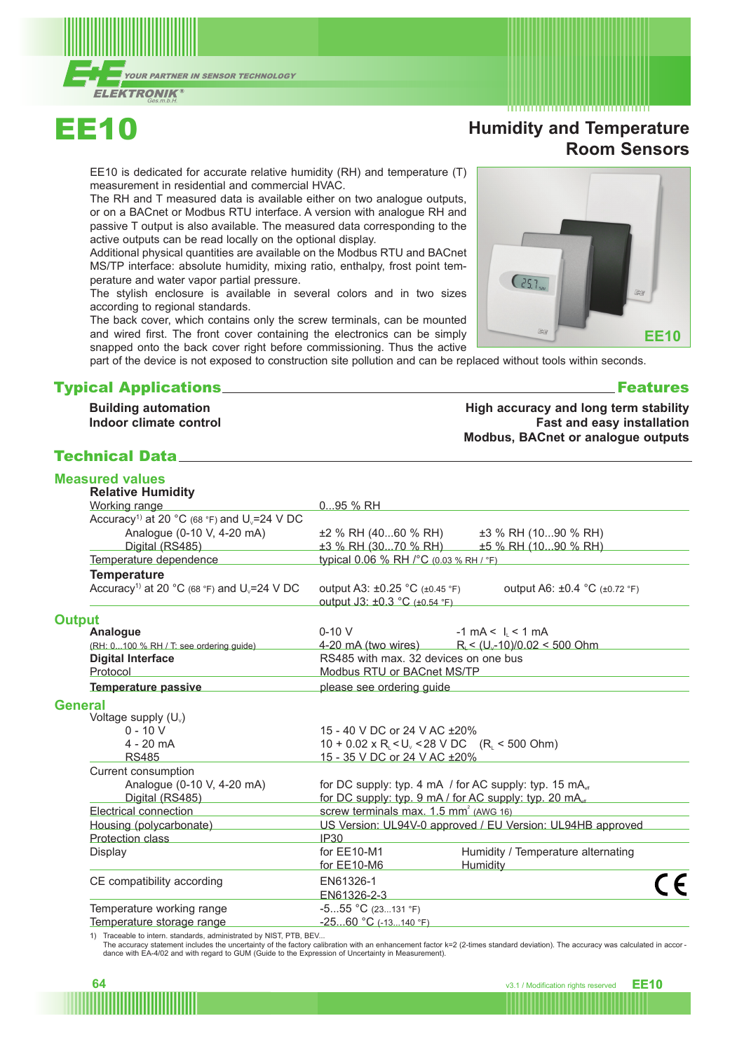# EE10

## Humidity and Temperature Room Sensors

EE10 is dedicated for accurate relative humidity (RH) and temperature (T) measurement in residential and commercial HVAC.
The RH and T measured data is available either on two analogue outputs, or on a BACnet or Modbus RTU interface. A version with analogue RH and passive T output is also available. The measured data corresponding to the active outputs can be read locally on the optional display.
Additional physical quantities are available on the Modbus RTU and BACnet MS/TP interface: absolute humidity, mixing ratio, enthalpy, frost point temperature and water vapor partial pressure.
The stylish enclosure is available in several colors and in two sizes according to regional standards.
The back cover, which contains only the screw terminals, can be mounted and wired first. The front cover containing the electronics can be simply snapped onto the back cover right before commissioning. Thus the active part of the device is not exposed to construction site pollution and can be replaced without tools within seconds.

## Typical Applications

**Building automation**
**Indoor climate control**

## Features

**High accuracy and long term stability**
**Fast and easy installation**
**Modbus, BACnet or analogue outputs**

## Technical Data

### Measured values

**Relative Humidity**

| | | |
|---|---|---|
| Working range | 0...95 % RH | |
| Accuracy[1] at 20 °C (68 °F) and $U_v$=24 V DC | | |
| Analogue (0-10 V, 4-20 mA) | ±2 % RH (40...60 % RH) | ±3 % RH (10...90 % RH) |
| Digital (RS485) | ±3 % RH (30...70 % RH) | ±5 % RH (10...90 % RH) |
| Temperature dependence | typical 0.06 % RH /°C (0.03 % RH / °F) | |

**Temperature**

| | | |
|---|---|---|
| Accuracy[1] at 20 °C (68 °F) and $U_v$=24 V DC | output A3: ±0.25 °C (±0.45 °F) | output A6: ±0.4 °C (±0.72 °F) |
| | output J3: ±0.3 °C (±0.54 °F) | |

### Output

| | | |
|---|---|---|
| **Analogue** | 0-10 V | -1 mA < $I_L$ < 1 mA |
| (RH: 0...100 % RH / T: see ordering guide) | 4-20 mA (two wires) | $R_L$ < ($U_v$-10)/0.02 < 500 Ohm |
| **Digital Interface** | RS485 with max. 32 devices on one bus | |
| Protocol | Modbus RTU or BACnet MS/TP | |
| **Temperature passive** | please see ordering guide | |

### General

| | | |
|---|---|---|
| Voltage supply ($U_v$) | | |
| 0 - 10 V | 15 - 40 V DC or 24 V AC ±20% | |
| 4 - 20 mA | 10 + 0.02 x $R_L$ < $U_v$ < 28 V DC ($R_L$ < 500 Ohm) | |
| RS485 | 15 - 35 V DC or 24 V AC ±20% | |
| Current consumption | | |
| Analogue (0-10 V, 4-20 mA) | for DC supply: typ. 4 mA / for AC supply: typ. 15 $mA_{eff}$ | |
| Digital (RS485) | for DC supply: typ. 9 mA / for AC supply: typ. 20 $mA_{eff}$ | |
| Electrical connection | screw terminals max. 1.5 mm² (AWG 16) | |
| Housing (polycarbonate) | US Version: UL94V-0 approved / EU Version: UL94HB approved | |
| Protection class | IP30 | |
| Display | for EE10-M1 | Humidity / Temperature alternating |
| | for EE10-M6 | Humidity |
| CE compatibility according | EN61326-1 | CE |
| | EN61326-2-3 | |
| Temperature working range | -5...55 °C (23...131 °F) | |
| Temperature storage range | -25...60 °C (-13...140 °F) | |

1) Traceable to intern. standards, administrated by NIST, PTB, BEV...
The accuracy statement includes the uncertainty of the factory calibration with an enhancement factor k=2 (2-times standard deviation). The accuracy was calculated in accordance with EA-4/02 and with regard to GUM (Guide to the Expression of Uncertainty in Measurement).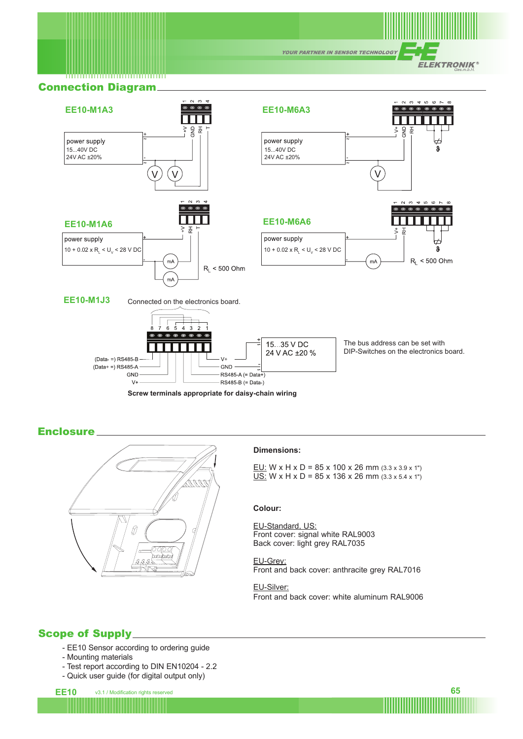## Connection Diagram

**EE10-M1A3**

power supply
15...40V DC
24V AC ±20%

**EE10-M6A3**

power supply
15...40V DC
24V AC ±20%

**EE10-M1A6**

power supply
10 + 0.02 x $R_L$ < $U_v$ < 28 V DC

$R_L$ < 500 Ohm

**EE10-M6A6**

power supply
10 + 0.02 x $R_L$ < $U_v$ < 28 V DC

$R_L$ < 500 Ohm

**EE10-M1J3**

Connected on the electronics board.

15...35 V DC
24 V AC ±20 %

The bus address can be set with DIP-Switches on the electronics board.

(Data- =) RS485-B, (Data+ =) RS485-A, GND, V+, V+, GND, RS485-A (= Data+), RS485-B (= Data-)

**Screw terminals appropriate for daisy-chain wiring**

## Enclosure

**Dimensions:**

EU: W x H x D = 85 x 100 x 26 mm (3.3 x 3.9 x 1")
US: W x H x D = 85 x 136 x 26 mm (3.3 x 5.4 x 1")

**Colour:**

EU-Standard, US:
Front cover: signal white RAL9003
Back cover: light grey RAL7035

EU-Grey:
Front and back cover: anthracite grey RAL7016

EU-Silver:
Front and back cover: white aluminum RAL9006

## Scope of Supply

- EE10 Sensor according to ordering guide
- Mounting materials
- Test report according to DIN EN10204 - 2.2
- Quick user guide (for digital output only)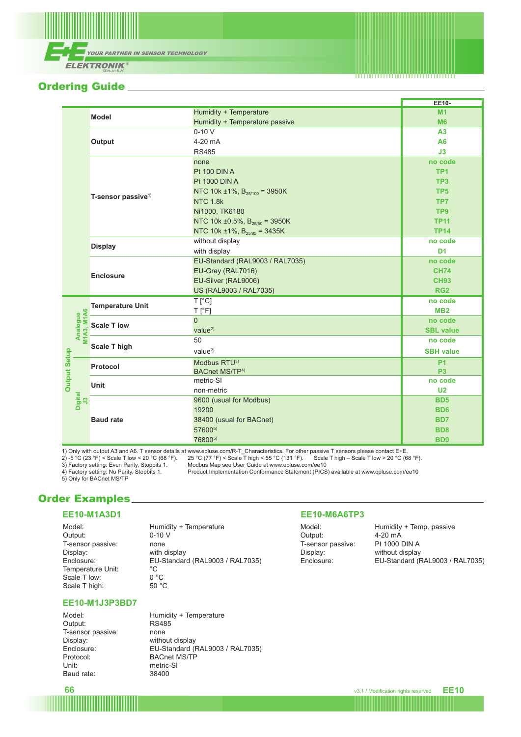## Ordering Guide

| | | | | EE10- |
|---|---|---|---|---|
| | | Model | Humidity + Temperature | M1 |
| | | | Humidity + Temperature passive | M6 |
| | | Output | 0-10 V | A3 |
| | | | 4-20 mA | A6 |
| | | | RS485 | J3 |
| | | T-sensor passive[1] | none | no code |
| | | | Pt 100 DIN A | TP1 |
| | | | Pt 1000 DIN A | TP3 |
| | | | NTC 10k ±1%, $B_{25/100}$ = 3950K | TP5 |
| | | | NTC 1.8k | TP7 |
| | | | Ni1000, TK6180 | TP9 |
| | | | NTC 10k ±0.5%, $B_{25/50}$ = 3950K | TP11 |
| | | | NTC 10k ±1%, $B_{25/85}$ = 3435K | TP14 |
| | | Display | without display | no code |
| | | | with display | D1 |
| | | Enclosure | EU-Standard (RAL9003 / RAL7035) | no code |
| | | | EU-Grey (RAL7016) | CH74 |
| | | | EU-Silver (RAL9006) | CH93 |
| | | | US (RAL9003 / RAL7035) | RG2 |
| Output Setup | Analogue M1A3, M1A6 | Temperature Unit | T [°C] | no code |
| | | | T [°F] | MB2 |
| | | Scale T low | 0 | no code |
| | | | value[2] | SBL value |
| | | Scale T high | 50 | no code |
| | | | value[2] | SBH value |
| | Digital J3 | Protocol | Modbus RTU[3] | P1 |
| | | | BACnet MS/TP[4] | P3 |
| | | Unit | metric-SI | no code |
| | | | non-metric | U2 |
| | | Baud rate | 9600 (usual for Modbus) | BD5 |
| | | | 19200 | BD6 |
| | | | 38400 (usual for BACnet) | BD7 |
| | | | 57600[5] | BD8 |
| | | | 76800[5] | BD9 |

1) Only with output A3 and A6. T sensor details at www.epluse.com/R-T_Characteristics. For other passive T sensors please contact E+E.
2) -5 °C (23 °F) < Scale T low < 20 °C (68 °F). 25 °C (77 °F) < Scale T high < 55 °C (131 °F). Scale T high – Scale T low > 20 °C (68 °F).
3) Factory setting: Even Parity, Stopbits 1. Modbus Map see User Guide at www.epluse.com/ee10
4) Factory setting: No Parity, Stopbits 1. Product Implementation Conformance Statement (PICS) available at www.epluse.com/ee10
5) Only for BACnet MS/TP

## Order Examples

### EE10-M1A3D1

Model: Humidity + Temperature
Output: 0-10 V
T-sensor passive: none
Display: with display
Enclosure: EU-Standard (RAL9003 / RAL7035)
Temperature Unit: °C
Scale T low: 0 °C
Scale T high: 50 °C

### EE10-M1J3P3BD7

Model: Humidity + Temperature
Output: RS485
T-sensor passive: none
Display: without display
Enclosure: EU-Standard (RAL9003 / RAL7035)
Protocol: BACnet MS/TP
Unit: metric-SI
Baud rate: 38400

### EE10-M6A6TP3

Model: Humidity + Temp. passive
Output: 4-20 mA
T-sensor passive: Pt 1000 DIN A
Display: without display
Enclosure: EU-Standard (RAL9003 / RAL7035)